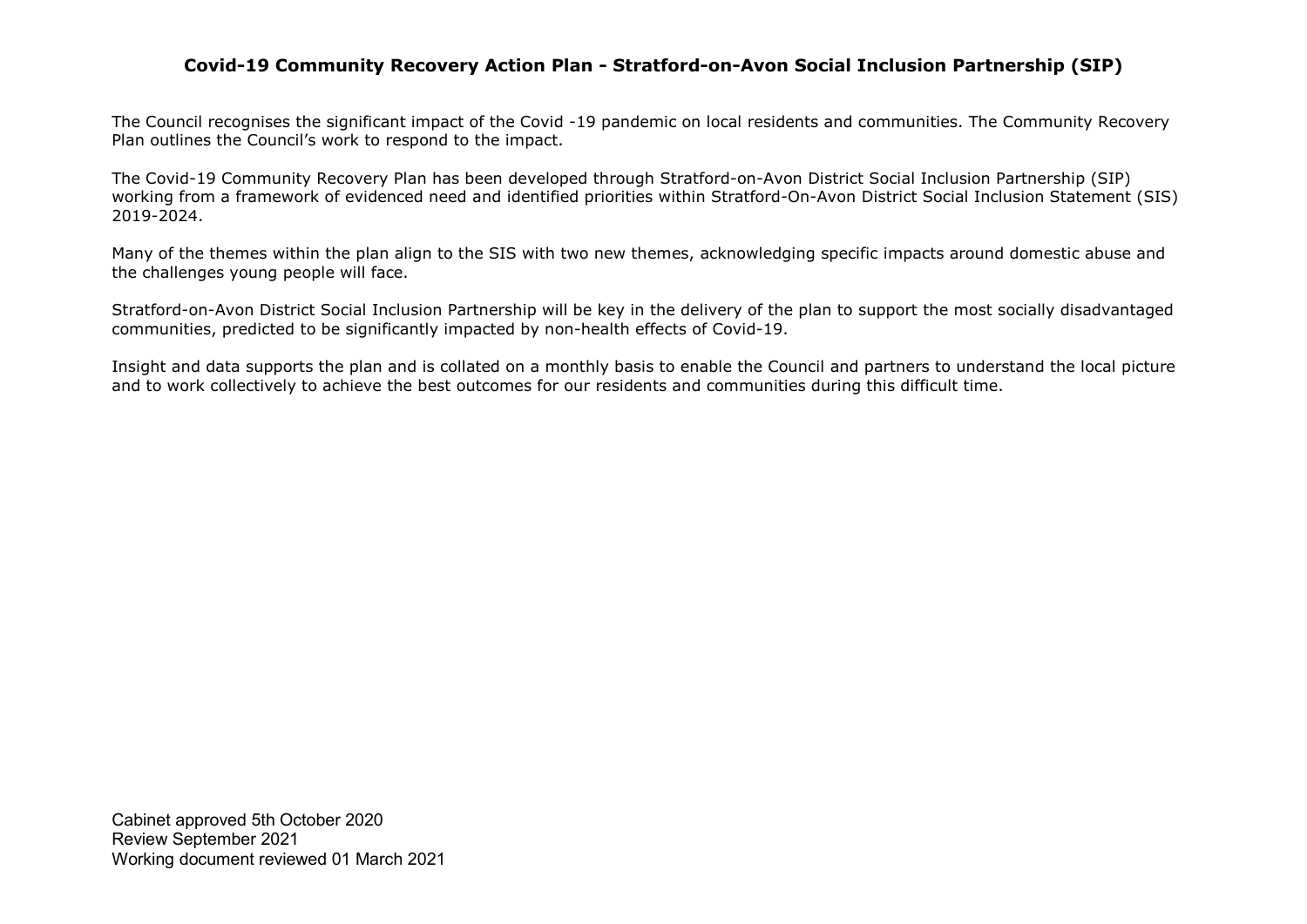# Covid-19 Community Recovery Action Plan - Stratford-on-Avon Social Inclusion Partnership (SIP)

The Council recognises the significant impact of the Covid -19 pandemic on local residents and communities. The Community Recovery Plan outlines the Council's work to respond to the impact.

The Covid-19 Community Recovery Plan has been developed through Stratford-on-Avon District Social Inclusion Partnership (SIP) working from a framework of evidenced need and identified priorities within Stratford-On-Avon District Social Inclusion Statement (SIS) 2019-2024.

Many of the themes within the plan align to the SIS with two new themes, acknowledging specific impacts around domestic abuse and the challenges young people will face.

Stratford-on-Avon District Social Inclusion Partnership will be key in the delivery of the plan to support the most socially disadvantaged communities, predicted to be significantly impacted by non-health effects of Covid-19.

Insight and data supports the plan and is collated on a monthly basis to enable the Council and partners to understand the local picture and to work collectively to achieve the best outcomes for our residents and communities during this difficult time.

Cabinet approved 5th October 2020
Review September 2021
Working document reviewed 01 March 2021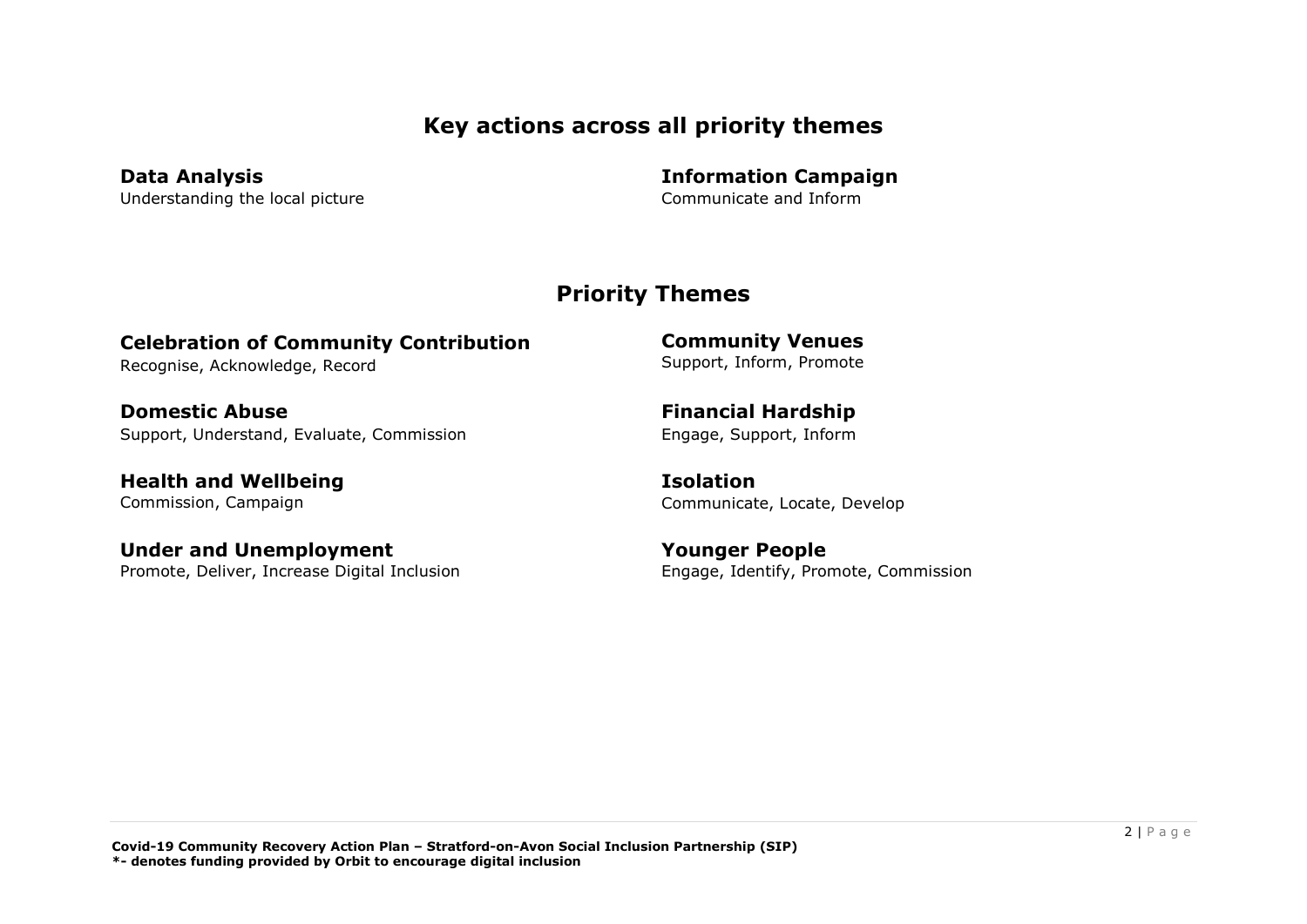## Key actions across all priority themes

### Data Analysis
Understanding the local picture

### Information Campaign
Communicate and Inform

## Priority Themes

### Celebration of Community Contribution
Recognise, Acknowledge, Record

### Community Venues
Support, Inform, Promote

### Domestic Abuse
Support, Understand, Evaluate, Commission

### Financial Hardship
Engage, Support, Inform

### Health and Wellbeing
Commission, Campaign

### Isolation
Communicate, Locate, Develop

### Under and Unemployment
Promote, Deliver, Increase Digital Inclusion

### Younger People
Engage, Identify, Promote, Commission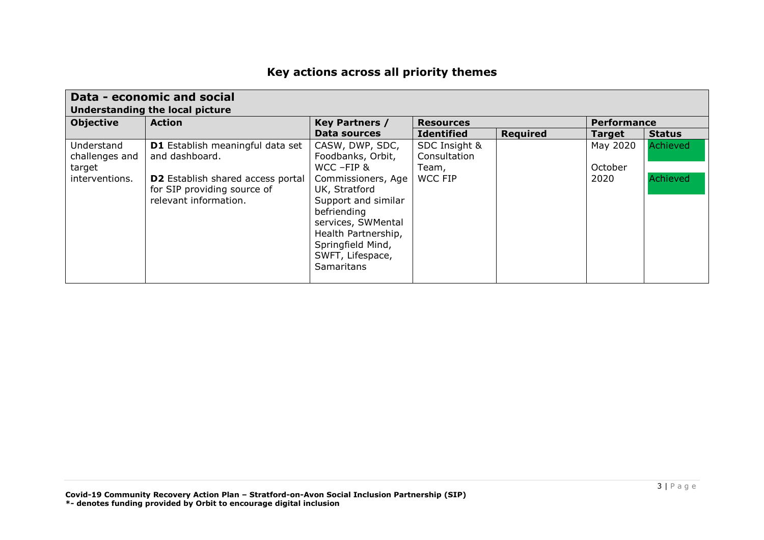# Key actions across all priority themes

| Data - economic and social<br>Understanding the local picture | | | | | | |
|---|---|---|---|---|---|---|
| **Objective** | **Action** | **Key Partners / Data sources** | **Resources** | | **Performance** | |
| | | | **Identified** | **Required** | **Target** | **Status** |
| Understand challenges and target interventions. | **D1** Establish meaningful data set and dashboard.<br><br>**D2** Establish shared access portal for SIP providing source of relevant information. | CASW, DWP, SDC, Foodbanks, Orbit, WCC –FIP & Commissioners, Age UK, Stratford Support and similar befriending services, SWMental Health Partnership, Springfield Mind, SWFT, Lifespace, Samaritans | SDC Insight & Consultation Team, WCC FIP | | May 2020<br><br>October 2020 | Achieved<br><br>Achieved |

**Covid-19 Community Recovery Action Plan – Stratford-on-Avon Social Inclusion Partnership (SIP)**
**\*- denotes funding provided by Orbit to encourage digital inclusion**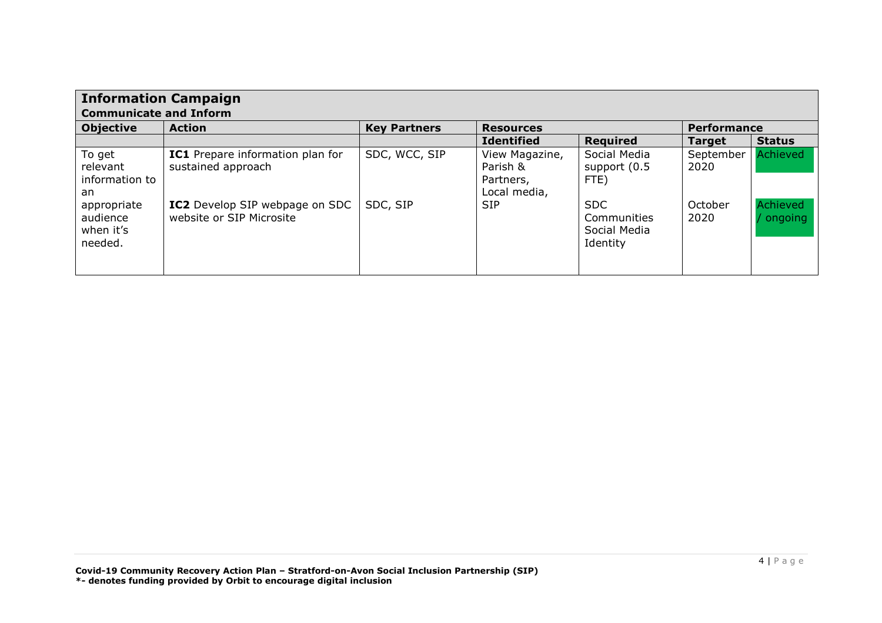## Information Campaign

### Communicate and Inform

| Objective | Action | Key Partners | Resources | | Performance | |
|---|---|---|---|---|---|---|
| | | | **Identified** | **Required** | **Target** | **Status** |
| To get relevant information to an appropriate audience when it's needed. | **IC1** Prepare information plan for sustained approach | SDC, WCC, SIP | View Magazine, Parish & Partners, Local media, SIP | Social Media support (0.5 FTE) | September 2020 | Achieved |
| | **IC2** Develop SIP webpage on SDC website or SIP Microsite | SDC, SIP | | SDC Communities Social Media Identity | October 2020 | Achieved / ongoing |

**Covid-19 Community Recovery Action Plan – Stratford-on-Avon Social Inclusion Partnership (SIP)**
**\*- denotes funding provided by Orbit to encourage digital inclusion**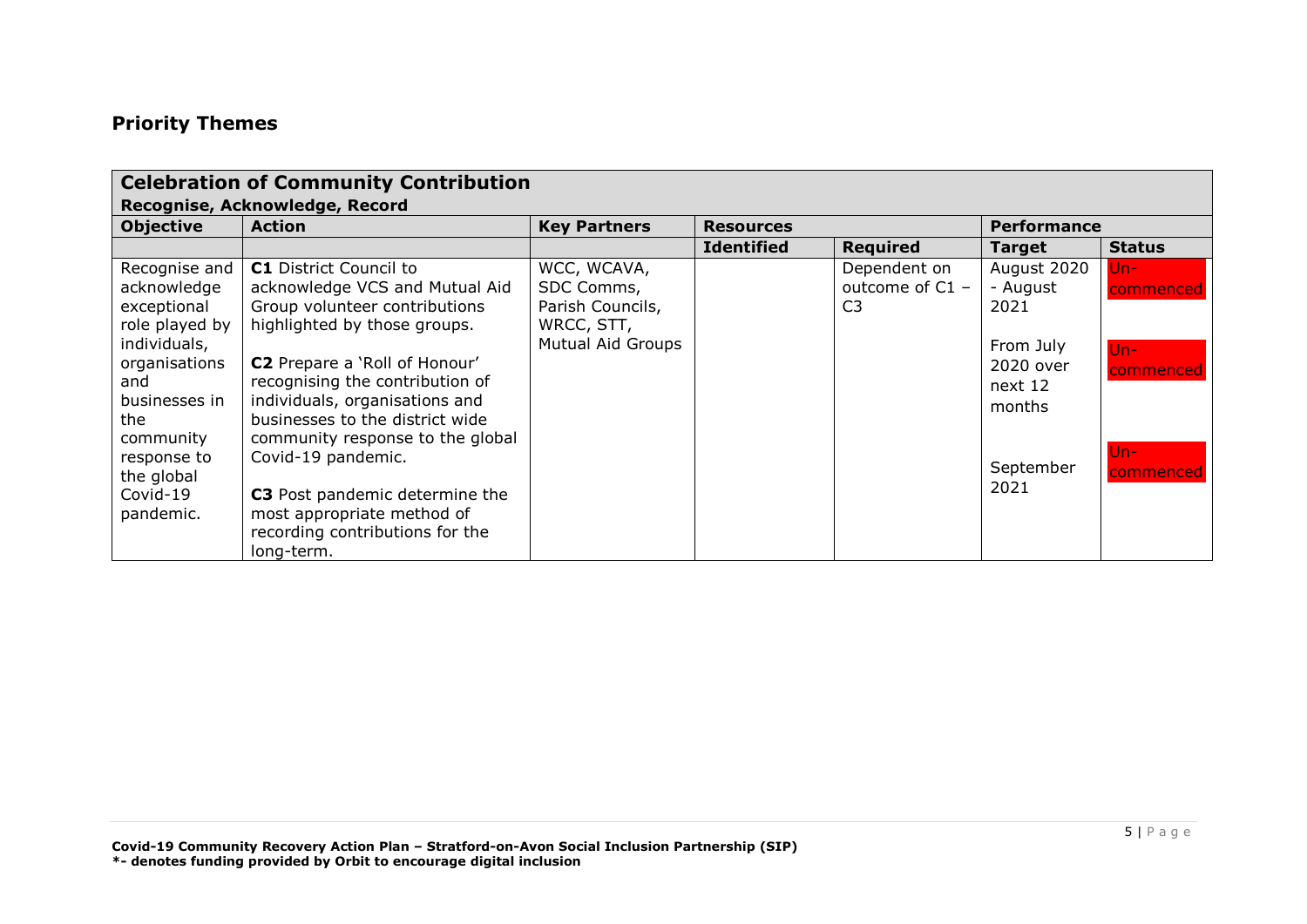## Priority Themes

| **Celebration of Community Contribution**<br>**Recognise, Acknowledge, Record** | | | | | | |
|---|---|---|---|---|---|---|
| **Objective** | **Action** | **Key Partners** | **Resources** | | **Performance** | |
| | | | **Identified** | **Required** | **Target** | **Status** |
| Recognise and acknowledge exceptional role played by individuals, organisations and businesses in the community response to the global Covid-19 pandemic. | **C1** District Council to acknowledge VCS and Mutual Aid Group volunteer contributions highlighted by those groups.<br><br>**C2** Prepare a 'Roll of Honour' recognising the contribution of individuals, organisations and businesses to the district wide community response to the global Covid-19 pandemic.<br><br>**C3** Post pandemic determine the most appropriate method of recording contributions for the long-term. | WCC, WCAVA, SDC Comms, Parish Councils, WRCC, STT, Mutual Aid Groups | | Dependent on outcome of C1 – C3 | August 2020 - August 2021<br><br>From July 2020 over next 12 months<br><br>September 2021 | Un-commenced<br><br>Un-commenced<br><br>Un-commenced |

**Covid-19 Community Recovery Action Plan – Stratford-on-Avon Social Inclusion Partnership (SIP)**
**\*- denotes funding provided by Orbit to encourage digital inclusion**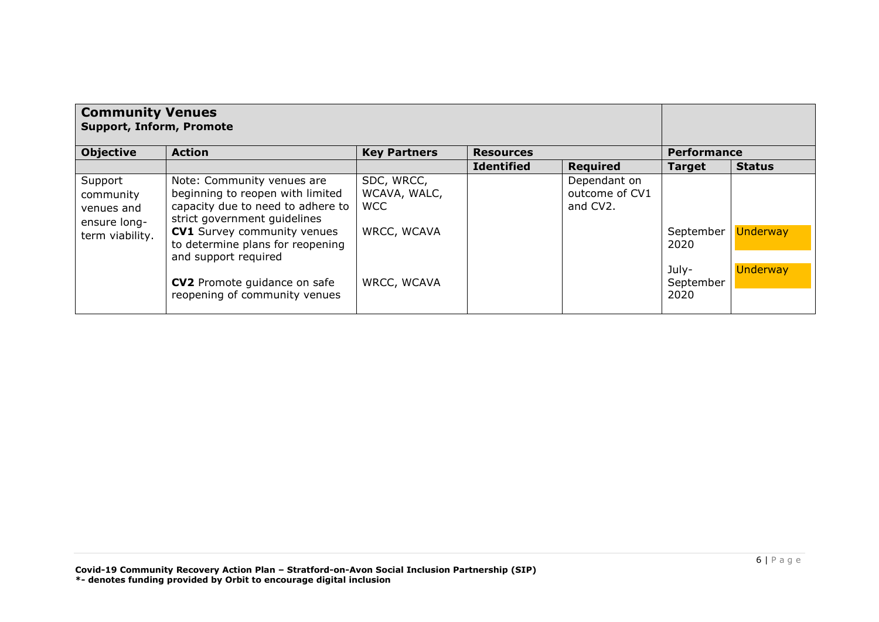| **Community Venues**<br>**Support, Inform, Promote** | | | | | | |
|---|---|---|---|---|---|---|
| **Objective** | **Action** | **Key Partners** | **Resources** | | **Performance** | |
| | | | **Identified** | **Required** | **Target** | **Status** |
| Support community venues and ensure long-term viability. | Note: Community venues are beginning to reopen with limited capacity due to need to adhere to strict government guidelines | SDC, WRCC, WCAVA, WALC, WCC | | Dependant on outcome of CV1 and CV2. | | |
| | **CV1** Survey community venues to determine plans for reopening and support required | WRCC, WCAVA | | | September 2020 | Underway |
| | **CV2** Promote guidance on safe reopening of community venues | WRCC, WCAVA | | | July-September 2020 | Underway |

**Covid-19 Community Recovery Action Plan – Stratford-on-Avon Social Inclusion Partnership (SIP)**
**\*- denotes funding provided by Orbit to encourage digital inclusion**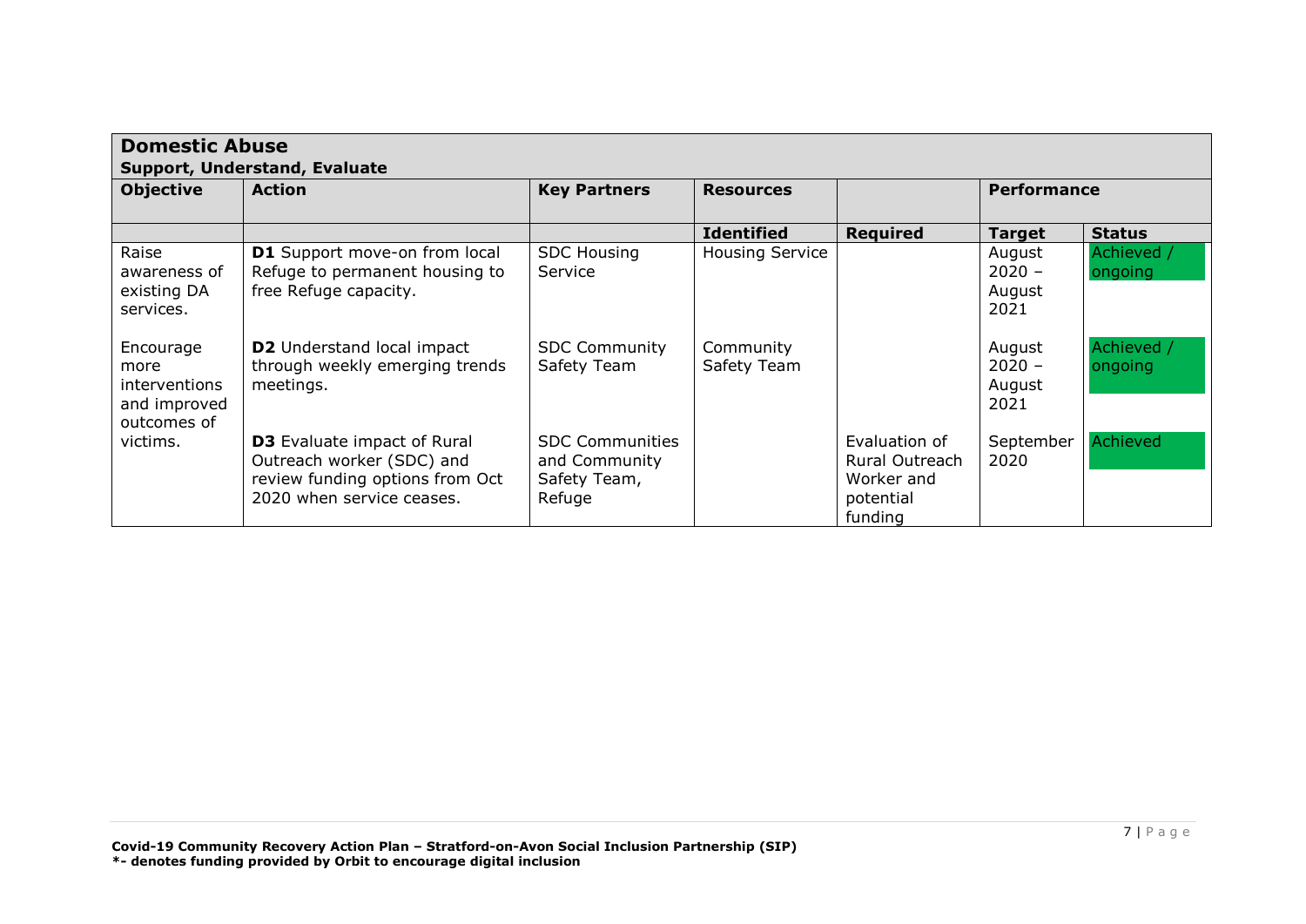| **Domestic Abuse**<br>**Support, Understand, Evaluate** | | | | | | |
|---|---|---|---|---|---|---|
| **Objective** | **Action** | **Key Partners** | **Resources** | | **Performance** | |
| | | | **Identified** | **Required** | **Target** | **Status** |
| Raise awareness of existing DA services.<br><br>Encourage more interventions and improved outcomes of victims. | **D1** Support move-on from local Refuge to permanent housing to free Refuge capacity. | SDC Housing Service | Housing Service | | August 2020 – August 2021 | Achieved / ongoing |
| | **D2** Understand local impact through weekly emerging trends meetings. | SDC Community Safety Team | Community Safety Team | | August 2020 – August 2021 | Achieved / ongoing |
| | **D3** Evaluate impact of Rural Outreach worker (SDC) and review funding options from Oct 2020 when service ceases. | SDC Communities and Community Safety Team, Refuge | | Evaluation of Rural Outreach Worker and potential funding | September 2020 | Achieved |

**Covid-19 Community Recovery Action Plan – Stratford-on-Avon Social Inclusion Partnership (SIP)**
**\*- denotes funding provided by Orbit to encourage digital inclusion**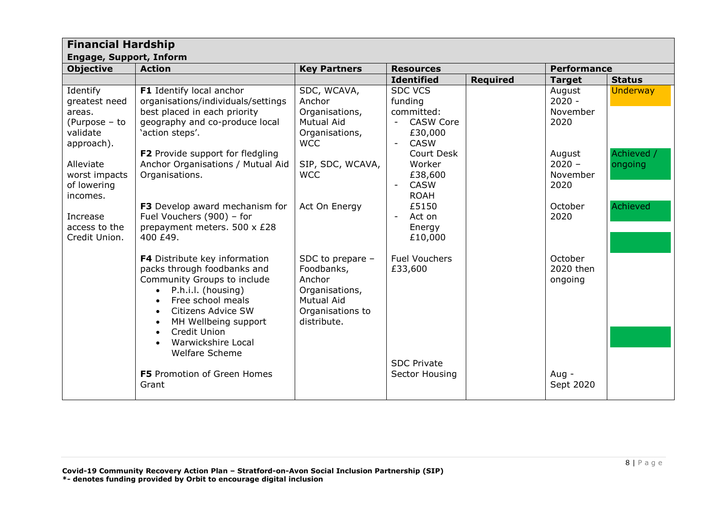| **Financial Hardship** | | | | | | |
|---|---|---|---|---|---|---|
| **Engage, Support, Inform** | | | | | | |
| **Objective** | **Action** | **Key Partners** | **Resources** | | **Performance** | |
| | | | **Identified** | **Required** | **Target** | **Status** |
| Identify greatest need areas. (Purpose – to validate approach).<br><br>Alleviate worst impacts of lowering incomes.<br><br>Increase access to the Credit Union. | **F1** Identify local anchor organisations/individuals/settings best placed in each priority geography and co-produce local 'action steps'. | SDC, WCAVA, Anchor Organisations, Mutual Aid Organisations, WCC | SDC VCS funding committed:<br>- CASW Core £30,000<br>- CASW Court Desk Worker £38,600<br>- CASW ROAH £5150<br>- Act on Energy £10,000 | | August 2020 - November 2020 | Underway |
| | **F2** Provide support for fledgling Anchor Organisations / Mutual Aid Organisations. | SIP, SDC, WCAVA, WCC | | | August 2020 – November 2020 | Achieved / ongoing |
| | **F3** Develop award mechanism for Fuel Vouchers (900) – for prepayment meters. 500 x £28 400 £49. | Act On Energy | | | October 2020 | Achieved |
| | **F4** Distribute key information packs through foodbanks and Community Groups to include<br>• P.h.i.l. (housing)<br>• Free school meals<br>• Citizens Advice SW<br>• MH Wellbeing support<br>• Credit Union<br>• Warwickshire Local Welfare Scheme | SDC to prepare – Foodbanks, Anchor Organisations, Mutual Aid Organisations to distribute. | Fuel Vouchers £33,600 | | October 2020 then ongoing | |
| | **F5** Promotion of Green Homes Grant | | SDC Private Sector Housing | | Aug - Sept 2020 | |

**Covid-19 Community Recovery Action Plan – Stratford-on-Avon Social Inclusion Partnership (SIP)**
**\*- denotes funding provided by Orbit to encourage digital inclusion**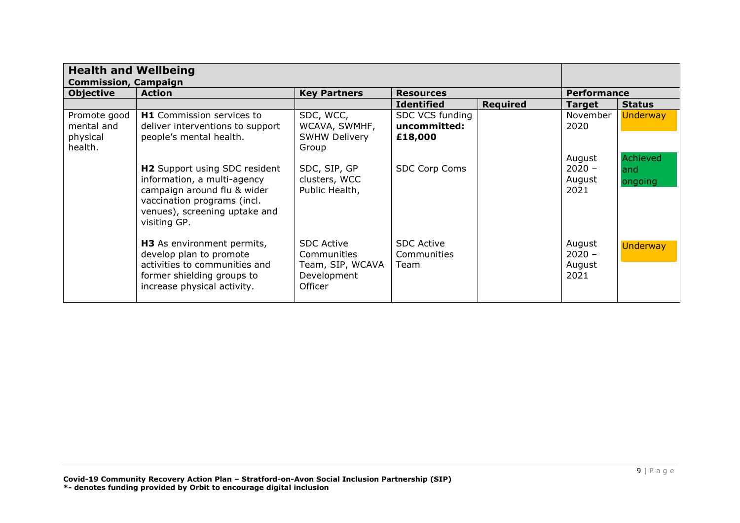## Health and Wellbeing

**Commission, Campaign**

| Objective | Action | Key Partners | Resources | | Performance | |
|---|---|---|---|---|---|---|
| | | | **Identified** | **Required** | **Target** | **Status** |
| Promote good mental and physical health. | **H1** Commission services to deliver interventions to support people's mental health. | SDC, WCC, WCAVA, SWMHF, SWHW Delivery Group | SDC VCS funding **uncommitted: £18,000** | | November 2020 | Underway |
| | **H2** Support using SDC resident information, a multi-agency campaign around flu & wider vaccination programs (incl. venues), screening uptake and visiting GP. | SDC, SIP, GP clusters, WCC Public Health, | SDC Corp Coms | | August 2020 – August 2021 | Achieved and ongoing |
| | **H3** As environment permits, develop plan to promote activities to communities and former shielding groups to increase physical activity. | SDC Active Communities Team, SIP, WCAVA Development Officer | SDC Active Communities Team | | August 2020 – August 2021 | Underway |

**Covid-19 Community Recovery Action Plan – Stratford-on-Avon Social Inclusion Partnership (SIP)**
**\*- denotes funding provided by Orbit to encourage digital inclusion**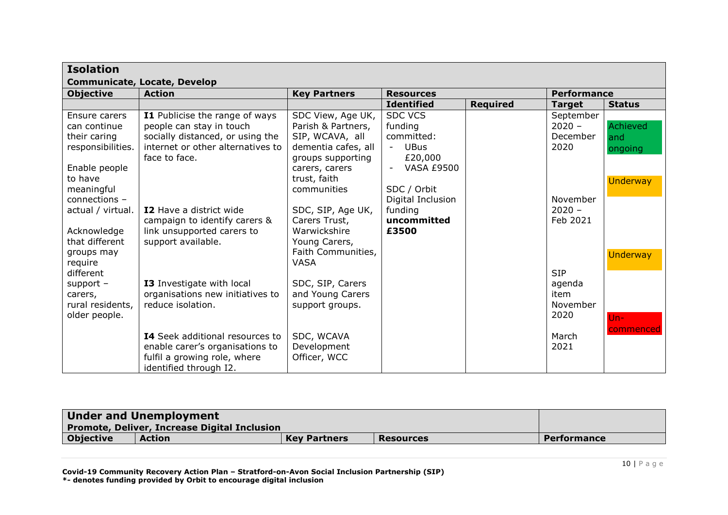| **Isolation**<br>**Communicate, Locate, Develop** | | | | | | |
|---|---|---|---|---|---|---|
| **Objective** | **Action** | **Key Partners** | **Resources** | | **Performance** | |
| | | | **Identified** | **Required** | **Target** | **Status** |
| Ensure carers can continue their caring responsibilities.<br><br>Enable people to have meaningful connections – actual / virtual.<br><br>Acknowledge that different groups may require different support – carers, rural residents, older people. | **I1** Publicise the range of ways people can stay in touch socially distanced, or using the internet or other alternatives to face to face. | SDC View, Age UK, Parish & Partners, SIP, WCAVA, all dementia cafes, all groups supporting carers, carers trust, faith communities | SDC VCS funding committed:<br>- UBus £20,000<br>- VASA £9500<br><br>SDC / Orbit Digital Inclusion funding **uncommitted £3500** | | September 2020 – December 2020 | Achieved and ongoing |
| | **I2** Have a district wide campaign to identify carers & link unsupported carers to support available. | SDC, SIP, Age UK, Carers Trust, Warwickshire Young Carers, Faith Communities, VASA | | | November 2020 – Feb 2021 | Underway |
| | **I3** Investigate with local organisations new initiatives to reduce isolation. | SDC, SIP, Carers and Young Carers support groups. | | | SIP agenda item November 2020 | Underway |
| | **I4** Seek additional resources to enable carer's organisations to fulfil a growing role, where identified through I2. | SDC, WCAVA Development Officer, WCC | | | March 2021 | Un-commenced |

| **Under and Unemployment**<br>**Promote, Deliver, Increase Digital Inclusion** | | | | |
|---|---|---|---|---|
| **Objective** | **Action** | **Key Partners** | **Resources** | **Performance** |

**Covid-19 Community Recovery Action Plan – Stratford-on-Avon Social Inclusion Partnership (SIP)**
**\*- denotes funding provided by Orbit to encourage digital inclusion**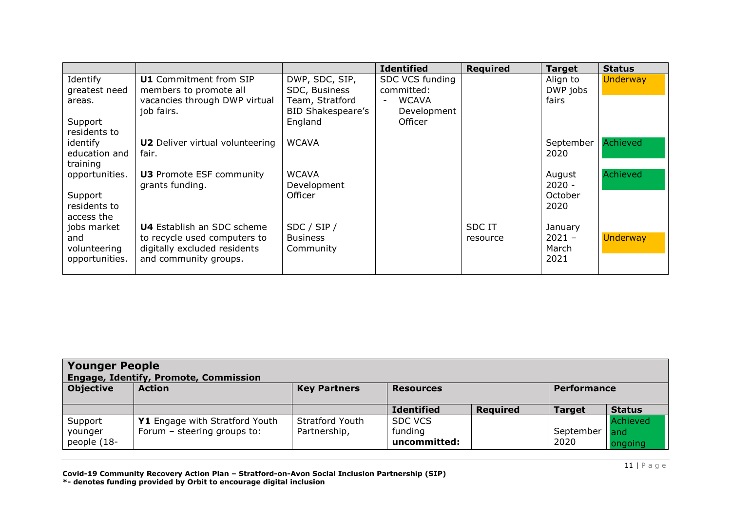| | | | Identified | Required | Target | Status |
|---|---|---|---|---|---|---|
| Identify greatest need areas.<br><br>Support residents to identify education and training opportunities.<br><br>Support residents to access the jobs market and volunteering opportunities. | **U1** Commitment from SIP members to promote all vacancies through DWP virtual job fairs. | DWP, SDC, SIP, SDC, Business Team, Stratford BID Shakespeare's England | SDC VCS funding committed:<br>- WCAVA Development Officer | | Align to DWP jobs fairs | Underway |
| | **U2** Deliver virtual volunteering fair. | WCAVA | | | September 2020 | Achieved |
| | **U3** Promote ESF community grants funding. | WCAVA Development Officer | | | August 2020 - October 2020 | Achieved |
| | **U4** Establish an SDC scheme to recycle used computers to digitally excluded residents and community groups. | SDC / SIP / Business Community | | SDC IT resource | January 2021 – March 2021 | Underway |

| **Younger People**<br>**Engage, Identify, Promote, Commission** | | | | | | |
|---|---|---|---|---|---|---|
| **Objective** | **Action** | **Key Partners** | **Resources** | | **Performance** | |
| | | | **Identified** | **Required** | **Target** | **Status** |
| Support younger people (18- | **Y1** Engage with Stratford Youth Forum – steering groups to: | Stratford Youth Partnership, | SDC VCS funding **uncommitted:** | | September 2020 | Achieved and ongoing |

**Covid-19 Community Recovery Action Plan – Stratford-on-Avon Social Inclusion Partnership (SIP)**
**\*- denotes funding provided by Orbit to encourage digital inclusion**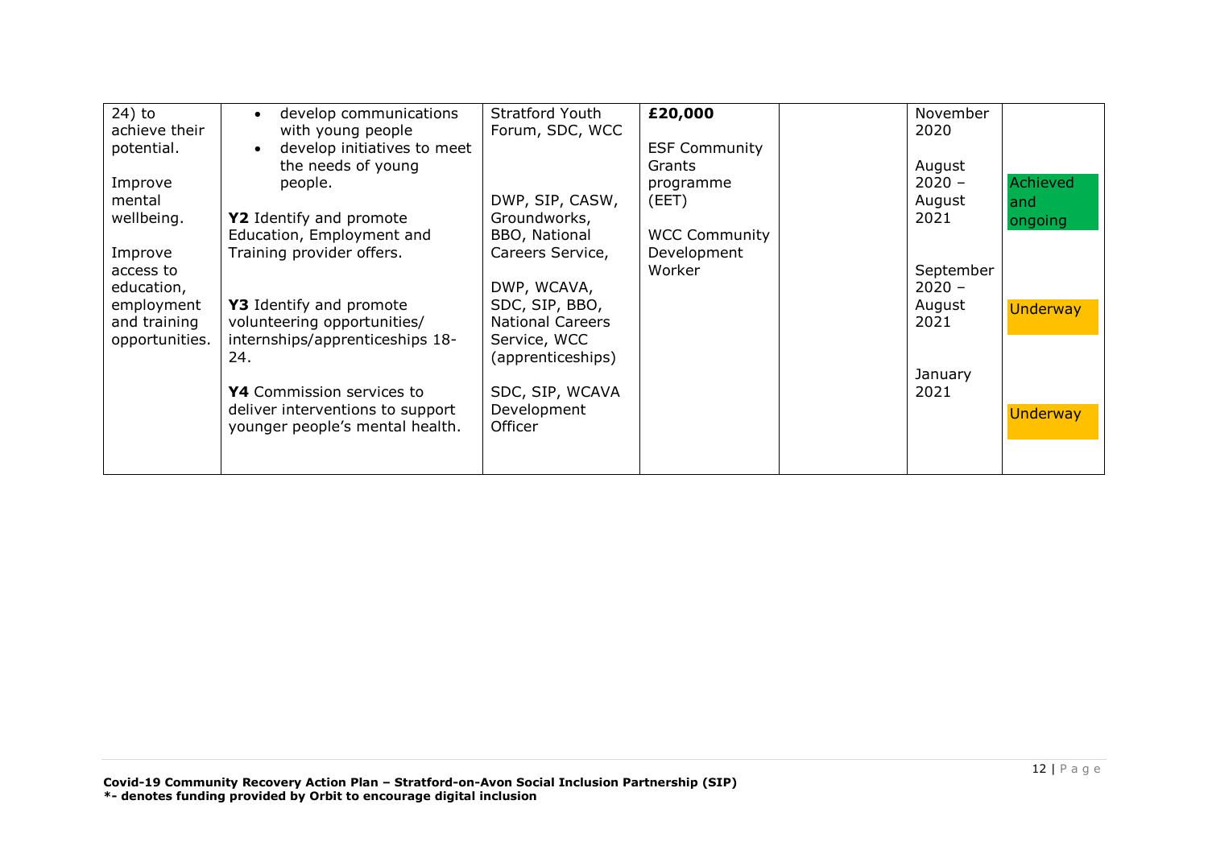| | | | | | | |
|---|---|---|---|---|---|---|
| 24) to achieve their potential.<br><br>Improve mental wellbeing.<br><br>Improve access to education, employment and training opportunities. | • develop communications with young people<br>• develop initiatives to meet the needs of young people.<br><br>**Y2** Identify and promote Education, Employment and Training provider offers.<br><br>**Y3** Identify and promote volunteering opportunities/ internships/apprenticeships 18-24.<br><br>**Y4** Commission services to deliver interventions to support younger people's mental health. | Stratford Youth Forum, SDC, WCC<br><br>DWP, SIP, CASW, Groundworks, BBO, National Careers Service,<br><br>DWP, WCAVA, SDC, SIP, BBO, National Careers Service, WCC (apprenticeships)<br><br>SDC, SIP, WCAVA Development Officer | **£20,000**<br><br>ESF Community Grants programme (EET)<br><br>WCC Community Development Worker | | November 2020<br><br>August 2020 – August 2021<br><br>September 2020 – August 2021<br><br>January 2021 | <br><br>Achieved and ongoing<br><br>Underway<br><br>Underway |

**Covid-19 Community Recovery Action Plan – Stratford-on-Avon Social Inclusion Partnership (SIP)**
**\*- denotes funding provided by Orbit to encourage digital inclusion**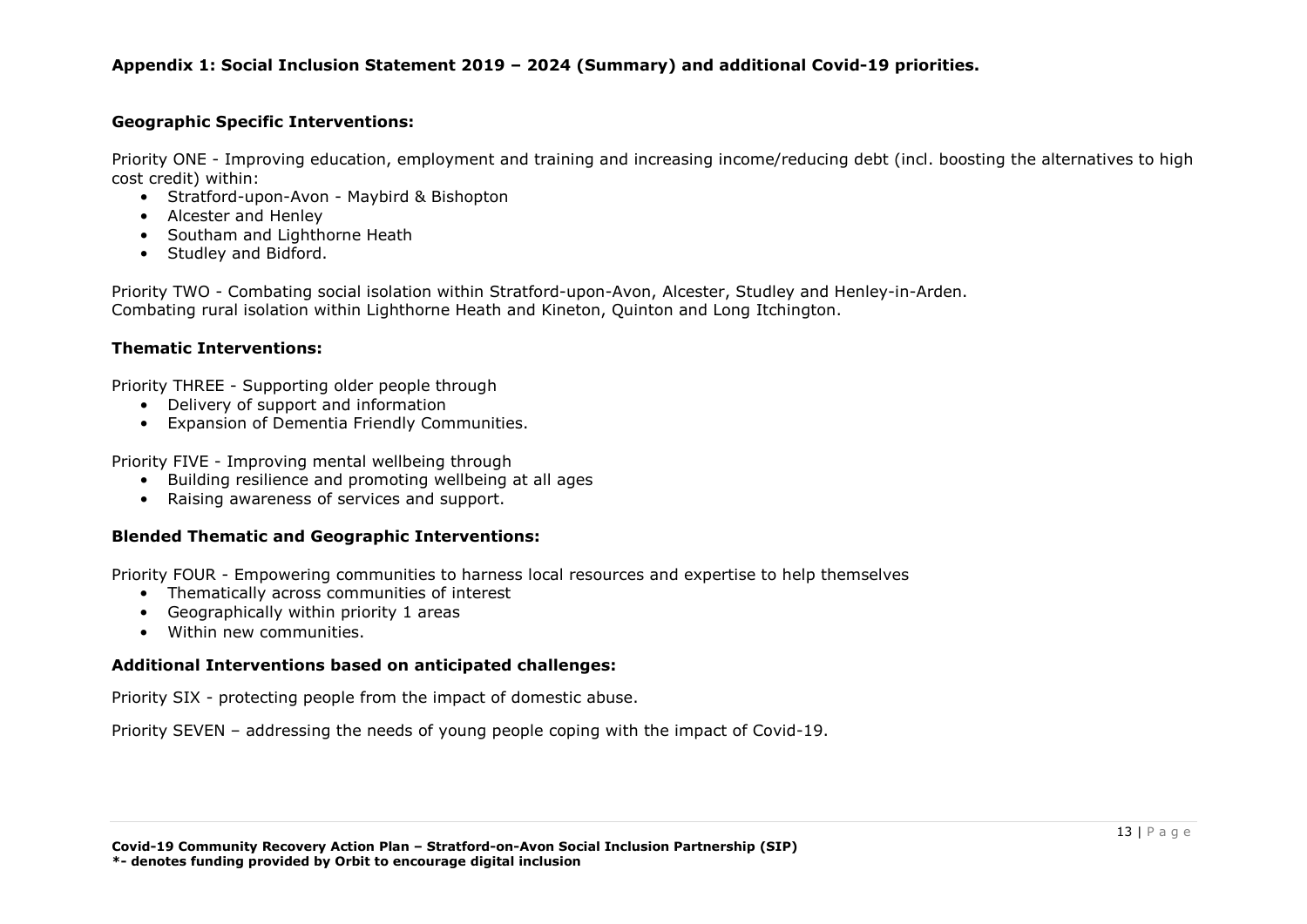**Appendix 1: Social Inclusion Statement 2019 – 2024 (Summary) and additional Covid-19 priorities.**

**Geographic Specific Interventions:**

Priority ONE - Improving education, employment and training and increasing income/reducing debt (incl. boosting the alternatives to high cost credit) within:

- Stratford-upon-Avon - Maybird & Bishopton
- Alcester and Henley
- Southam and Lighthorne Heath
- Studley and Bidford.

Priority TWO - Combating social isolation within Stratford-upon-Avon, Alcester, Studley and Henley-in-Arden.
Combating rural isolation within Lighthorne Heath and Kineton, Quinton and Long Itchington.

**Thematic Interventions:**

Priority THREE - Supporting older people through

- Delivery of support and information
- Expansion of Dementia Friendly Communities.

Priority FIVE - Improving mental wellbeing through

- Building resilience and promoting wellbeing at all ages
- Raising awareness of services and support.

**Blended Thematic and Geographic Interventions:**

Priority FOUR - Empowering communities to harness local resources and expertise to help themselves

- Thematically across communities of interest
- Geographically within priority 1 areas
- Within new communities.

**Additional Interventions based on anticipated challenges:**

Priority SIX - protecting people from the impact of domestic abuse.

Priority SEVEN – addressing the needs of young people coping with the impact of Covid-19.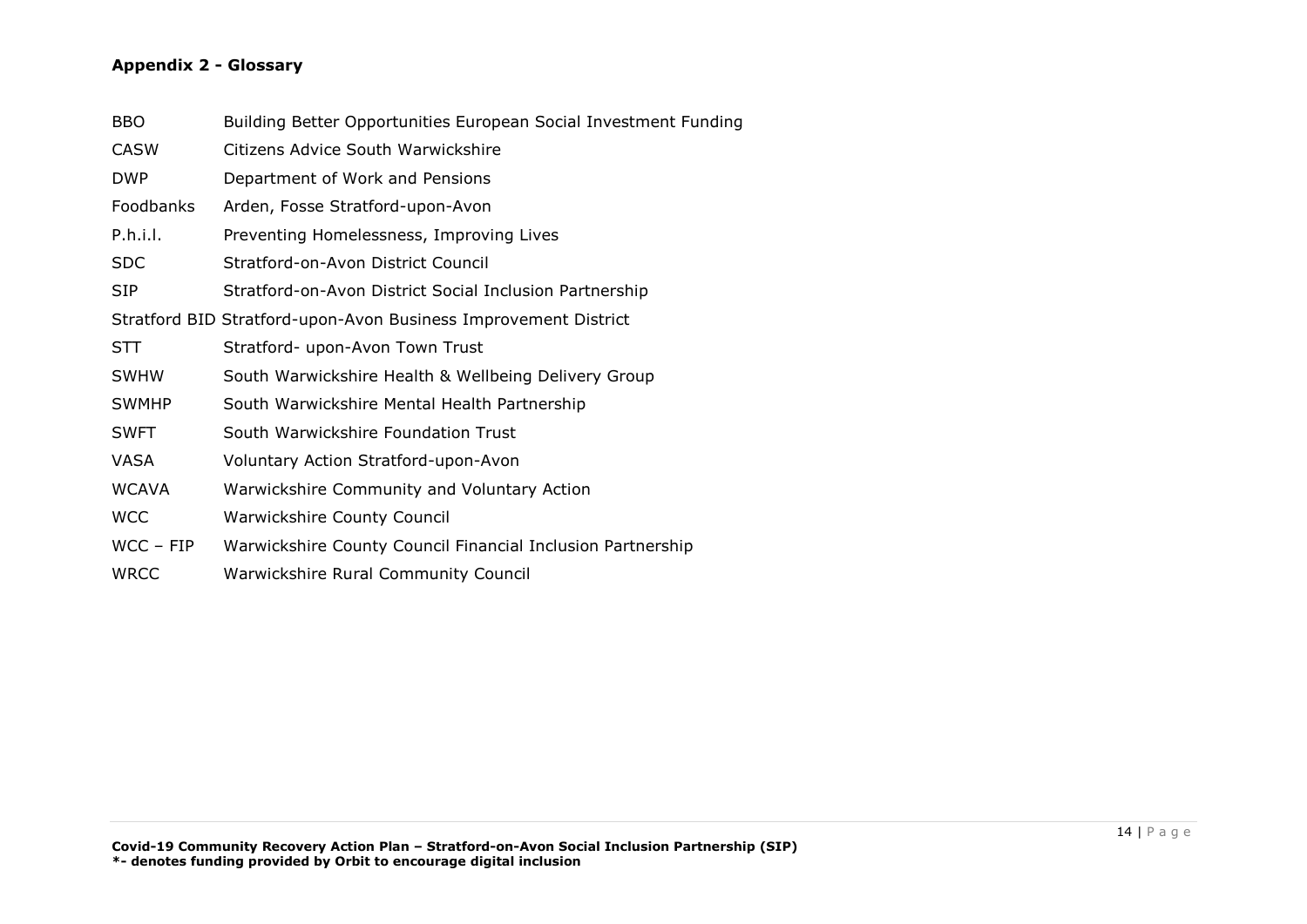**Appendix 2 - Glossary**

| | |
|---|---|
| BBO | Building Better Opportunities European Social Investment Funding |
| CASW | Citizens Advice South Warwickshire |
| DWP | Department of Work and Pensions |
| Foodbanks | Arden, Fosse Stratford-upon-Avon |
| P.h.i.l. | Preventing Homelessness, Improving Lives |
| SDC | Stratford-on-Avon District Council |
| SIP | Stratford-on-Avon District Social Inclusion Partnership |
| Stratford BID | Stratford-upon-Avon Business Improvement District |
| STT | Stratford- upon-Avon Town Trust |
| SWHW | South Warwickshire Health & Wellbeing Delivery Group |
| SWMHP | South Warwickshire Mental Health Partnership |
| SWFT | South Warwickshire Foundation Trust |
| VASA | Voluntary Action Stratford-upon-Avon |
| WCAVA | Warwickshire Community and Voluntary Action |
| WCC | Warwickshire County Council |
| WCC – FIP | Warwickshire County Council Financial Inclusion Partnership |
| WRCC | Warwickshire Rural Community Council |